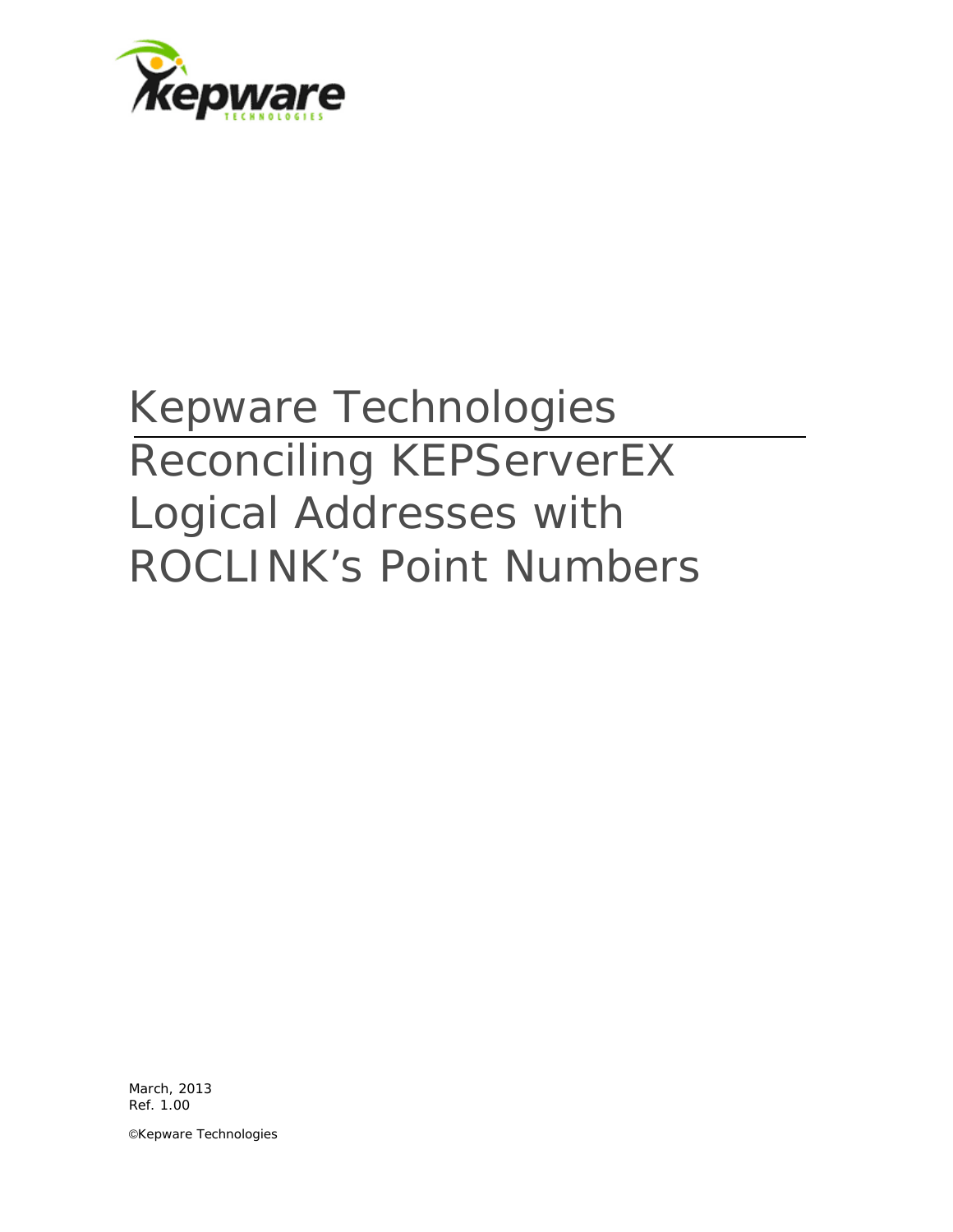# Kepware Technologies

## Reconciling KEPServerEX Logical Addresses with ROCLINK's Point Numbers

March, 2013
Ref. 1.00

©Kepware Technologies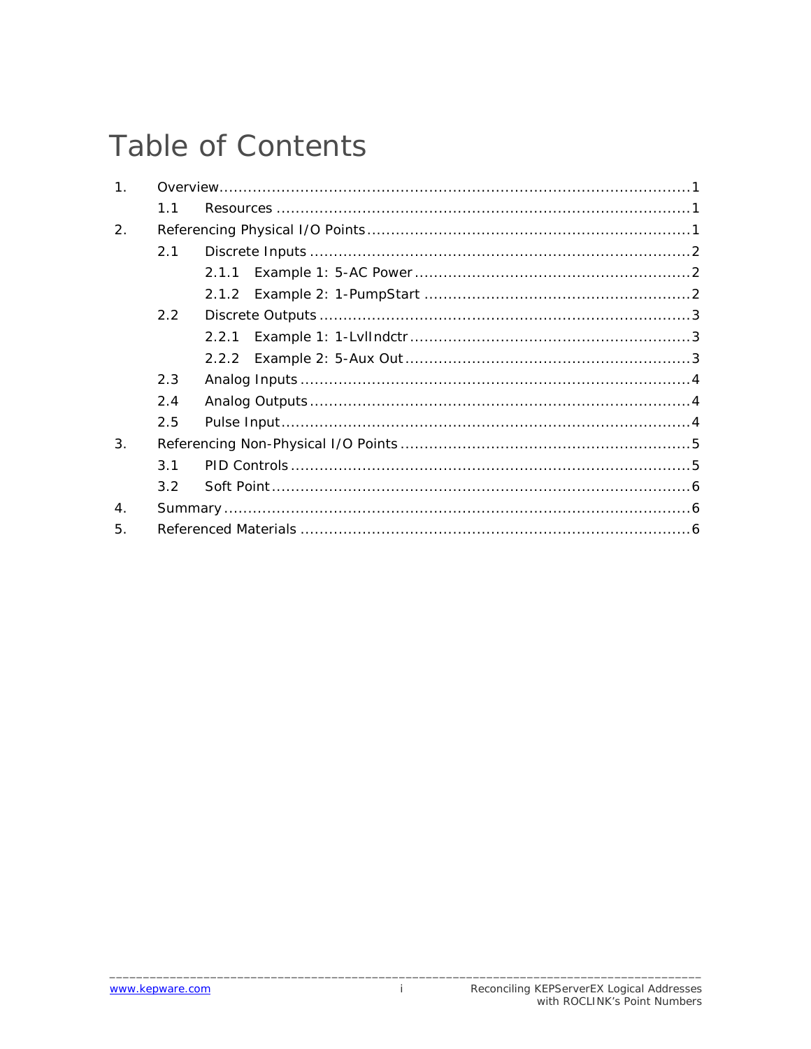# Table of Contents

1. Overview ..... 1
   - 1.1 Resources ..... 1
2. Referencing Physical I/O Points ..... 1
   - 2.1 Discrete Inputs ..... 2
     - 2.1.1 Example 1: 5-AC Power ..... 2
     - 2.1.2 Example 2: 1-PumpStart ..... 2
   - 2.2 Discrete Outputs ..... 3
     - 2.2.1 Example 1: 1-LvlIndctr ..... 3
     - 2.2.2 Example 2: 5-Aux Out ..... 3
   - 2.3 Analog Inputs ..... 4
   - 2.4 Analog Outputs ..... 4
   - 2.5 Pulse Input ..... 4
3. Referencing Non-Physical I/O Points ..... 5
   - 3.1 PID Controls ..... 5
   - 3.2 Soft Point ..... 6
4. Summary ..... 6
5. Referenced Materials ..... 6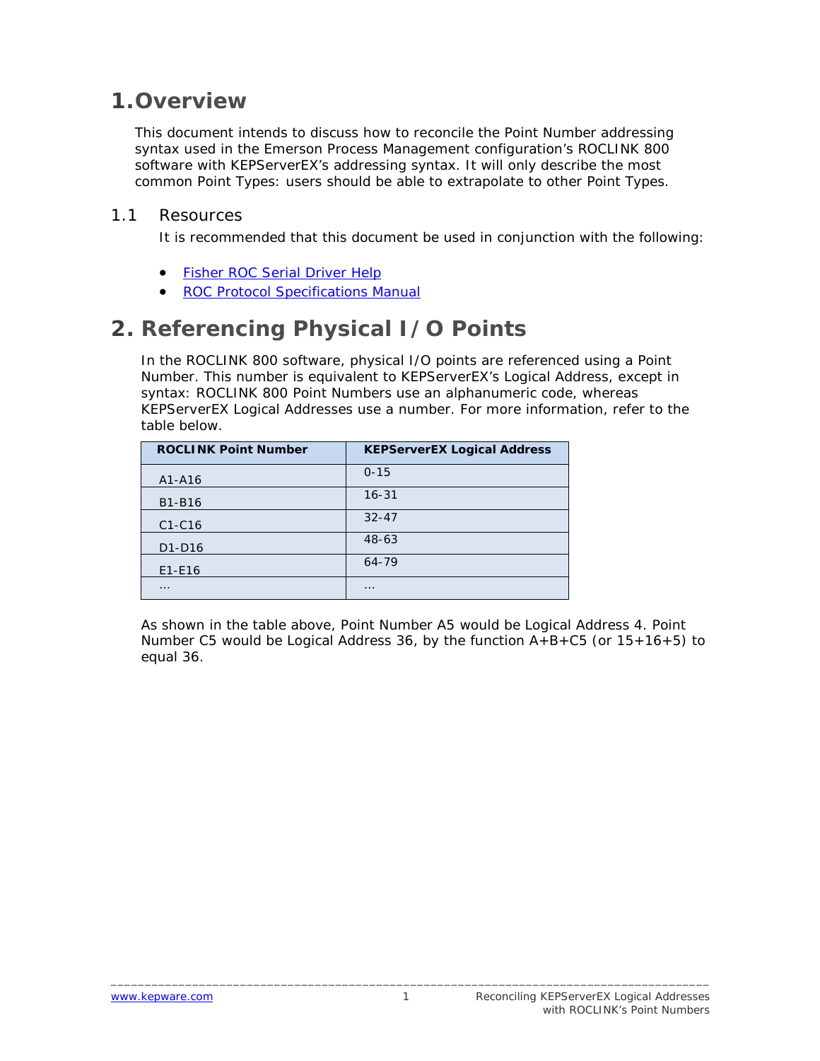# 1. Overview

This document intends to discuss how to reconcile the Point Number addressing syntax used in the Emerson Process Management configuration's ROCLINK 800 software with KEPServerEX's addressing syntax. It will only describe the most common Point Types: users should be able to extrapolate to other Point Types.

## 1.1 Resources

It is recommended that this document be used in conjunction with the following:

- Fisher ROC Serial Driver Help
- ROC Protocol Specifications Manual

# 2. Referencing Physical I/O Points

In the ROCLINK 800 software, physical I/O points are referenced using a Point Number. This number is equivalent to KEPServerEX's Logical Address, except in syntax: ROCLINK 800 Point Numbers use an alphanumeric code, whereas KEPServerEX Logical Addresses use a number. For more information, refer to the table below.

| ROCLINK Point Number | KEPServerEX Logical Address |
| --- | --- |
| A1-A16 | 0-15 |
| B1-B16 | 16-31 |
| C1-C16 | 32-47 |
| D1-D16 | 48-63 |
| E1-E16 | 64-79 |
| … | … |

As shown in the table above, Point Number A5 would be Logical Address 4. Point Number C5 would be Logical Address 36, by the function A+B+C5 (or 15+16+5) to equal 36.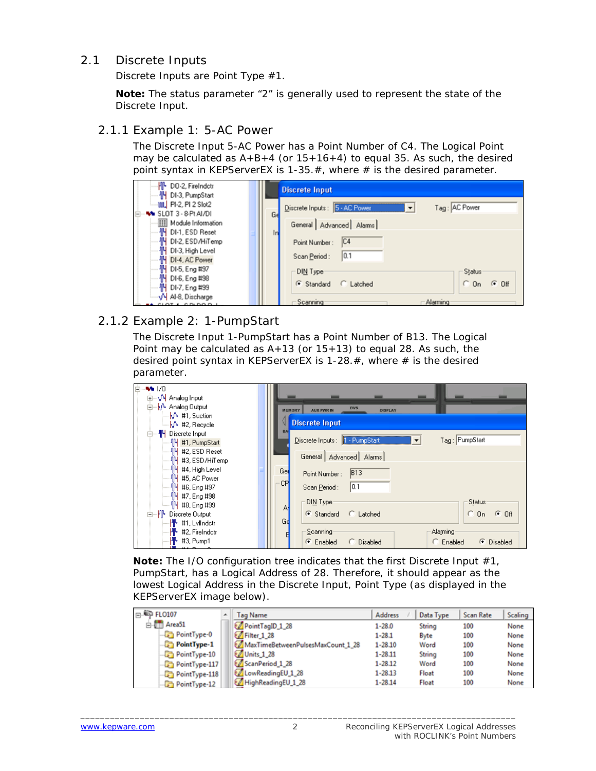## 2.1 Discrete Inputs

Discrete Inputs are Point Type #1.

**Note:** The status parameter "2" is generally used to represent the state of the Discrete Input.

### 2.1.1 Example 1: 5-AC Power

The Discrete Input 5-AC Power has a Point Number of C4. The Logical Point may be calculated as A+B+4 (or 15+16+4) to equal 35. As such, the desired point syntax in KEPServerEX is 1-35.#, where # is the desired parameter.

### 2.1.2 Example 2: 1-PumpStart

The Discrete Input 1-PumpStart has a Point Number of B13. The Logical Point may be calculated as A+13 (or 15+13) to equal 28. As such, the desired point syntax in KEPServerEX is 1-28.#, where # is the desired parameter.

**Note:** The I/O configuration tree indicates that the first Discrete Input #1, PumpStart, has a Logical Address of 28. Therefore, it should appear as the lowest Logical Address in the Discrete Input, Point Type (as displayed in the KEPServerEX image below).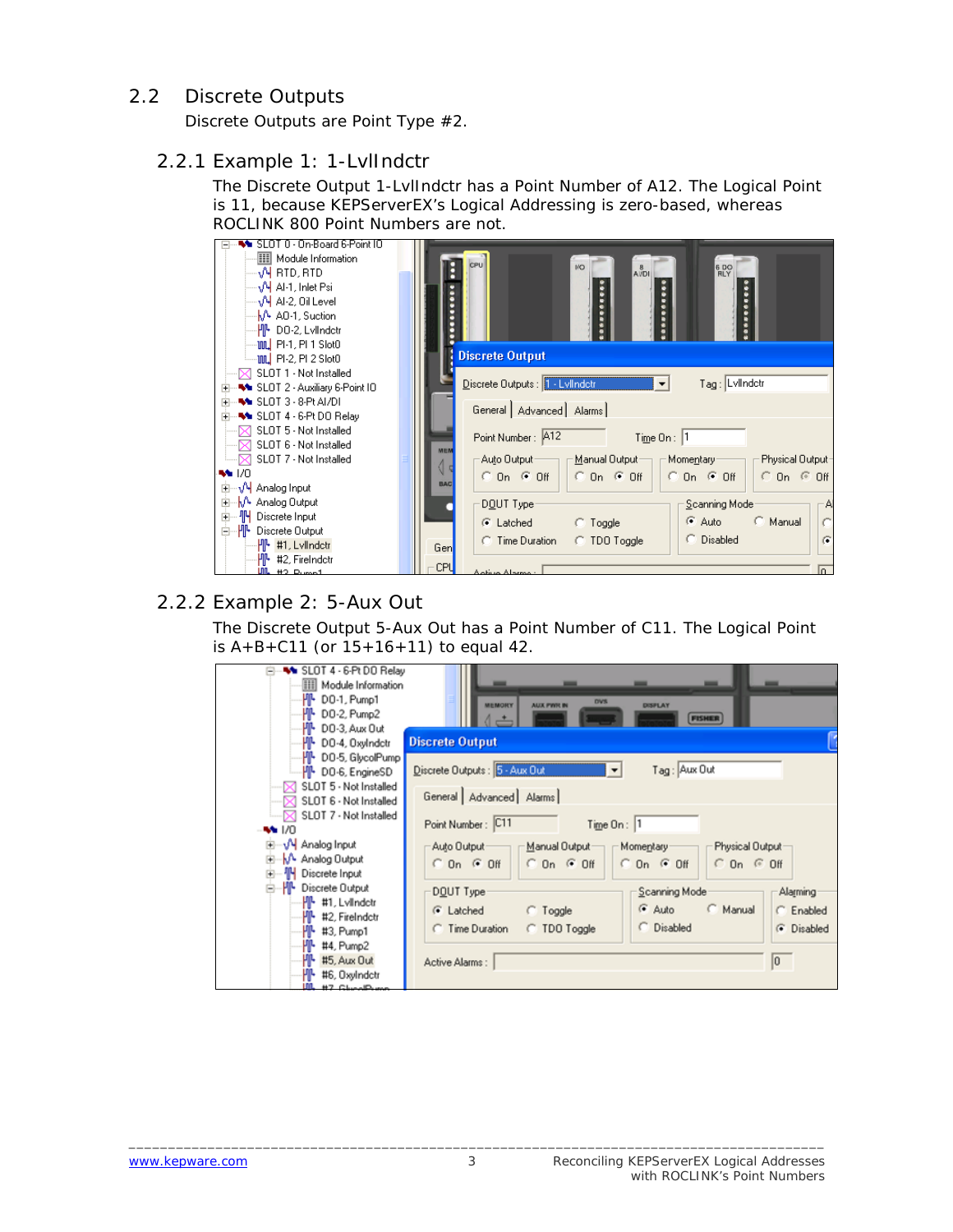## 2.2 Discrete Outputs

Discrete Outputs are Point Type #2.

### 2.2.1 Example 1: 1-LvlIndctr

The Discrete Output 1-LvlIndctr has a Point Number of A12. The Logical Point is 11, because KEPServerEX's Logical Addressing is zero-based, whereas ROCLINK 800 Point Numbers are not.

### 2.2.2 Example 2: 5-Aux Out

The Discrete Output 5-Aux Out has a Point Number of C11. The Logical Point is A+B+C11 (or 15+16+11) to equal 42.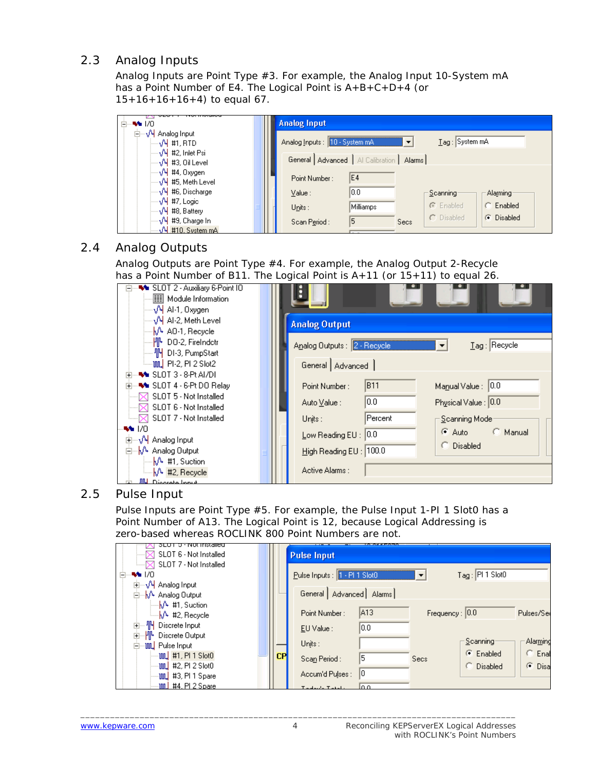## 2.3 Analog Inputs

Analog Inputs are Point Type #3. For example, the Analog Input 10-System mA has a Point Number of E4. The Logical Point is A+B+C+D+4 (or 15+16+16+16+4) to equal 67.

## 2.4 Analog Outputs

Analog Outputs are Point Type #4. For example, the Analog Output 2-Recycle has a Point Number of B11. The Logical Point is A+11 (or 15+11) to equal 26.

## 2.5 Pulse Input

Pulse Inputs are Point Type #5. For example, the Pulse Input 1-PI 1 Slot0 has a Point Number of A13. The Logical Point is 12, because Logical Addressing is zero-based whereas ROCLINK 800 Point Numbers are not.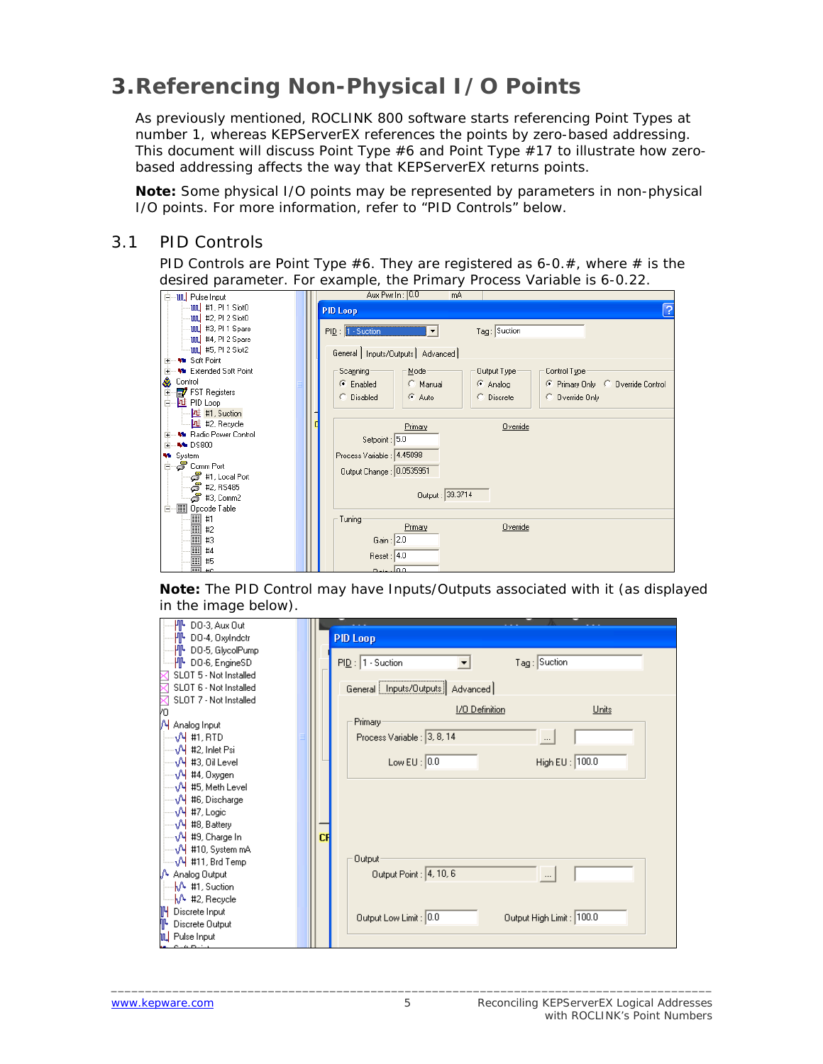# 3. Referencing Non-Physical I/O Points

As previously mentioned, ROCLINK 800 software starts referencing Point Types at number 1, whereas KEPServerEX references the points by zero-based addressing. This document will discuss Point Type #6 and Point Type #17 to illustrate how zero-based addressing affects the way that KEPServerEX returns points.

**Note:** Some physical I/O points may be represented by parameters in non-physical I/O points. For more information, refer to "PID Controls" below.

## 3.1 PID Controls

PID Controls are Point Type #6. They are registered as 6-0.#, where # is the desired parameter. For example, the Primary Process Variable is 6-0.22.

**Note:** The PID Control may have Inputs/Outputs associated with it (as displayed in the image below).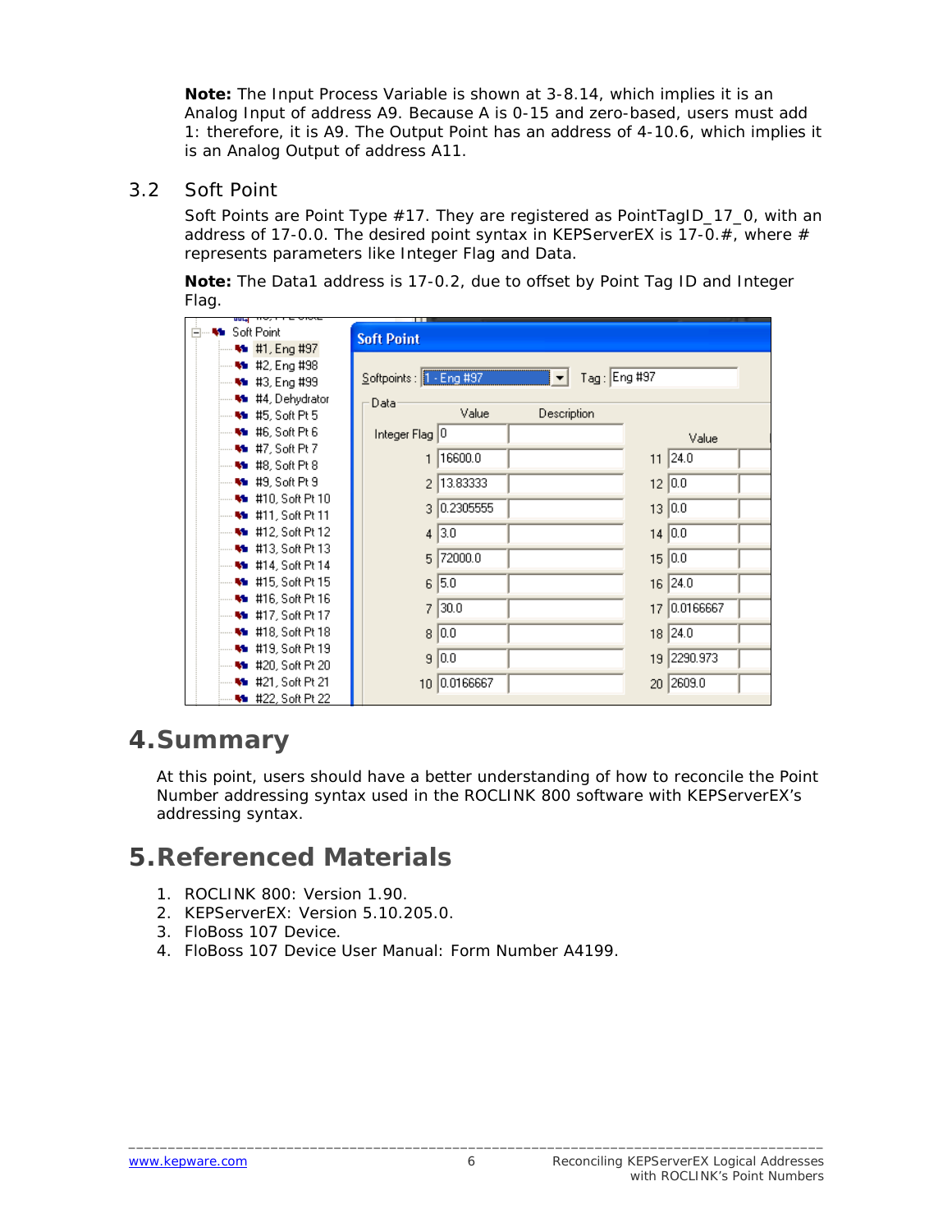**Note:** The Input Process Variable is shown at 3-8.14, which implies it is an Analog Input of address A9. Because A is 0-15 and zero-based, users must add 1: therefore, it is A9. The Output Point has an address of 4-10.6, which implies it is an Analog Output of address A11.

## 3.2 Soft Point

Soft Points are Point Type #17. They are registered as PointTagID_17_0, with an address of 17-0.0. The desired point syntax in KEPServerEX is 17-0.#, where # represents parameters like Integer Flag and Data.

**Note:** The Data1 address is 17-0.2, due to offset by Point Tag ID and Integer Flag.

# 4. Summary

At this point, users should have a better understanding of how to reconcile the Point Number addressing syntax used in the ROCLINK 800 software with KEPServerEX's addressing syntax.

# 5. Referenced Materials

1. ROCLINK 800: Version 1.90.
2. KEPServerEX: Version 5.10.205.0.
3. FloBoss 107 Device.
4. FloBoss 107 Device User Manual: Form Number A4199.